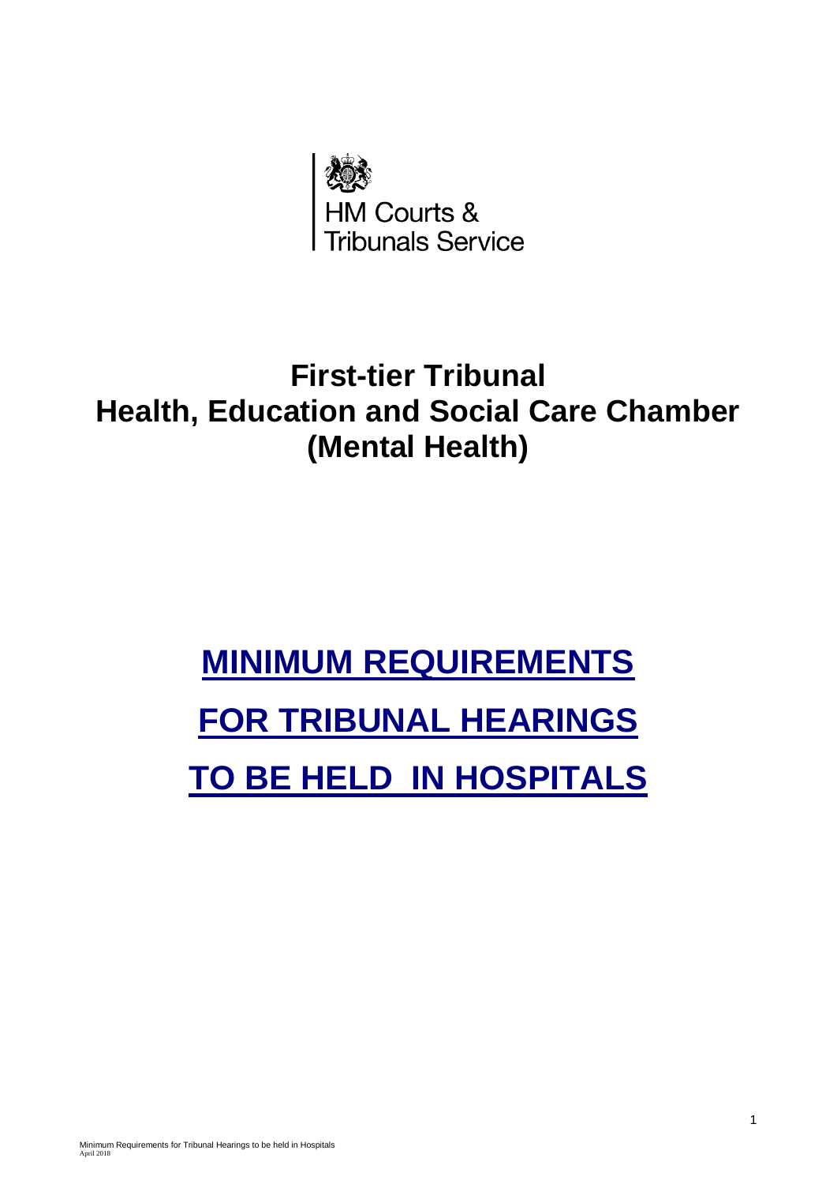HM Courts & Tribunals Service

# First-tier Tribunal
# Health, Education and Social Care Chamber
# (Mental Health)

# MINIMUM REQUIREMENTS FOR TRIBUNAL HEARINGS TO BE HELD IN HOSPITALS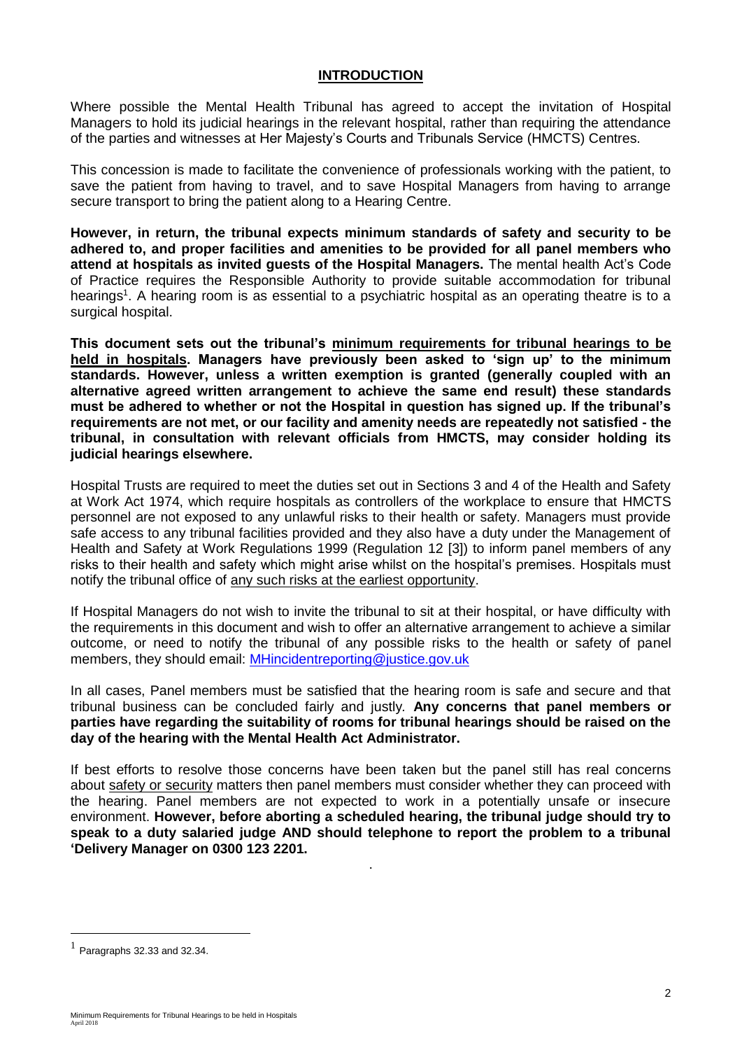## INTRODUCTION

Where possible the Mental Health Tribunal has agreed to accept the invitation of Hospital Managers to hold its judicial hearings in the relevant hospital, rather than requiring the attendance of the parties and witnesses at Her Majesty's Courts and Tribunals Service (HMCTS) Centres.

This concession is made to facilitate the convenience of professionals working with the patient, to save the patient from having to travel, and to save Hospital Managers from having to arrange secure transport to bring the patient along to a Hearing Centre.

**However, in return, the tribunal expects minimum standards of safety and security to be adhered to, and proper facilities and amenities to be provided for all panel members who attend at hospitals as invited guests of the Hospital Managers.** The mental health Act's Code of Practice requires the Responsible Authority to provide suitable accommodation for tribunal hearings[1]. A hearing room is as essential to a psychiatric hospital as an operating theatre is to a surgical hospital.

**This document sets out the tribunal's <u>minimum requirements for tribunal hearings to be held in hospitals</u>. Managers have previously been asked to 'sign up' to the minimum standards. However, unless a written exemption is granted (generally coupled with an alternative agreed written arrangement to achieve the same end result) these standards must be adhered to whether or not the Hospital in question has signed up. If the tribunal's requirements are not met, or our facility and amenity needs are repeatedly not satisfied - the tribunal, in consultation with relevant officials from HMCTS, may consider holding its judicial hearings elsewhere.**

Hospital Trusts are required to meet the duties set out in Sections 3 and 4 of the Health and Safety at Work Act 1974, which require hospitals as controllers of the workplace to ensure that HMCTS personnel are not exposed to any unlawful risks to their health or safety. Managers must provide safe access to any tribunal facilities provided and they also have a duty under the Management of Health and Safety at Work Regulations 1999 (Regulation 12 [3]) to inform panel members of any risks to their health and safety which might arise whilst on the hospital's premises. Hospitals must notify the tribunal office of <u>any such risks at the earliest opportunity</u>.

If Hospital Managers do not wish to invite the tribunal to sit at their hospital, or have difficulty with the requirements in this document and wish to offer an alternative arrangement to achieve a similar outcome, or need to notify the tribunal of any possible risks to the health or safety of panel members, they should email: MHincidentreporting@justice.gov.uk

In all cases, Panel members must be satisfied that the hearing room is safe and secure and that tribunal business can be concluded fairly and justly. **Any concerns that panel members or parties have regarding the suitability of rooms for tribunal hearings should be raised on the day of the hearing with the Mental Health Act Administrator.**

If best efforts to resolve those concerns have been taken but the panel still has real concerns about <u>safety or security</u> matters then panel members must consider whether they can proceed with the hearing. Panel members are not expected to work in a potentially unsafe or insecure environment. **However, before aborting a scheduled hearing, the tribunal judge should try to speak to a duty salaried judge AND should telephone to report the problem to a tribunal 'Delivery Manager on 0300 123 2201.**

[1] Paragraphs 32.33 and 32.34.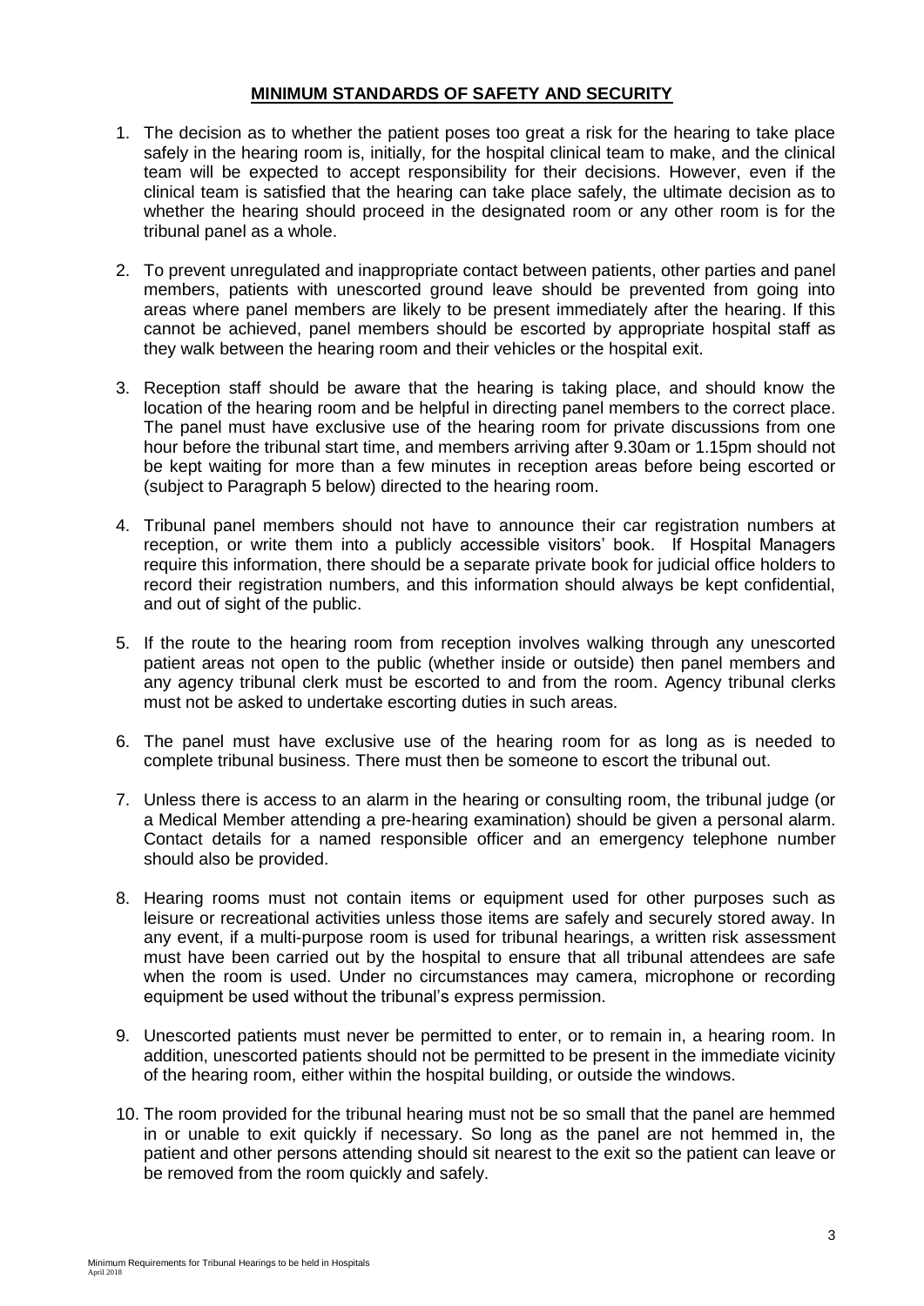## MINIMUM STANDARDS OF SAFETY AND SECURITY

1. The decision as to whether the patient poses too great a risk for the hearing to take place safely in the hearing room is, initially, for the hospital clinical team to make, and the clinical team will be expected to accept responsibility for their decisions. However, even if the clinical team is satisfied that the hearing can take place safely, the ultimate decision as to whether the hearing should proceed in the designated room or any other room is for the tribunal panel as a whole.

2. To prevent unregulated and inappropriate contact between patients, other parties and panel members, patients with unescorted ground leave should be prevented from going into areas where panel members are likely to be present immediately after the hearing. If this cannot be achieved, panel members should be escorted by appropriate hospital staff as they walk between the hearing room and their vehicles or the hospital exit.

3. Reception staff should be aware that the hearing is taking place, and should know the location of the hearing room and be helpful in directing panel members to the correct place. The panel must have exclusive use of the hearing room for private discussions from one hour before the tribunal start time, and members arriving after 9.30am or 1.15pm should not be kept waiting for more than a few minutes in reception areas before being escorted or (subject to Paragraph 5 below) directed to the hearing room.

4. Tribunal panel members should not have to announce their car registration numbers at reception, or write them into a publicly accessible visitors' book. If Hospital Managers require this information, there should be a separate private book for judicial office holders to record their registration numbers, and this information should always be kept confidential, and out of sight of the public.

5. If the route to the hearing room from reception involves walking through any unescorted patient areas not open to the public (whether inside or outside) then panel members and any agency tribunal clerk must be escorted to and from the room. Agency tribunal clerks must not be asked to undertake escorting duties in such areas.

6. The panel must have exclusive use of the hearing room for as long as is needed to complete tribunal business. There must then be someone to escort the tribunal out.

7. Unless there is access to an alarm in the hearing or consulting room, the tribunal judge (or a Medical Member attending a pre-hearing examination) should be given a personal alarm. Contact details for a named responsible officer and an emergency telephone number should also be provided.

8. Hearing rooms must not contain items or equipment used for other purposes such as leisure or recreational activities unless those items are safely and securely stored away. In any event, if a multi-purpose room is used for tribunal hearings, a written risk assessment must have been carried out by the hospital to ensure that all tribunal attendees are safe when the room is used. Under no circumstances may camera, microphone or recording equipment be used without the tribunal's express permission.

9. Unescorted patients must never be permitted to enter, or to remain in, a hearing room. In addition, unescorted patients should not be permitted to be present in the immediate vicinity of the hearing room, either within the hospital building, or outside the windows.

10. The room provided for the tribunal hearing must not be so small that the panel are hemmed in or unable to exit quickly if necessary. So long as the panel are not hemmed in, the patient and other persons attending should sit nearest to the exit so the patient can leave or be removed from the room quickly and safely.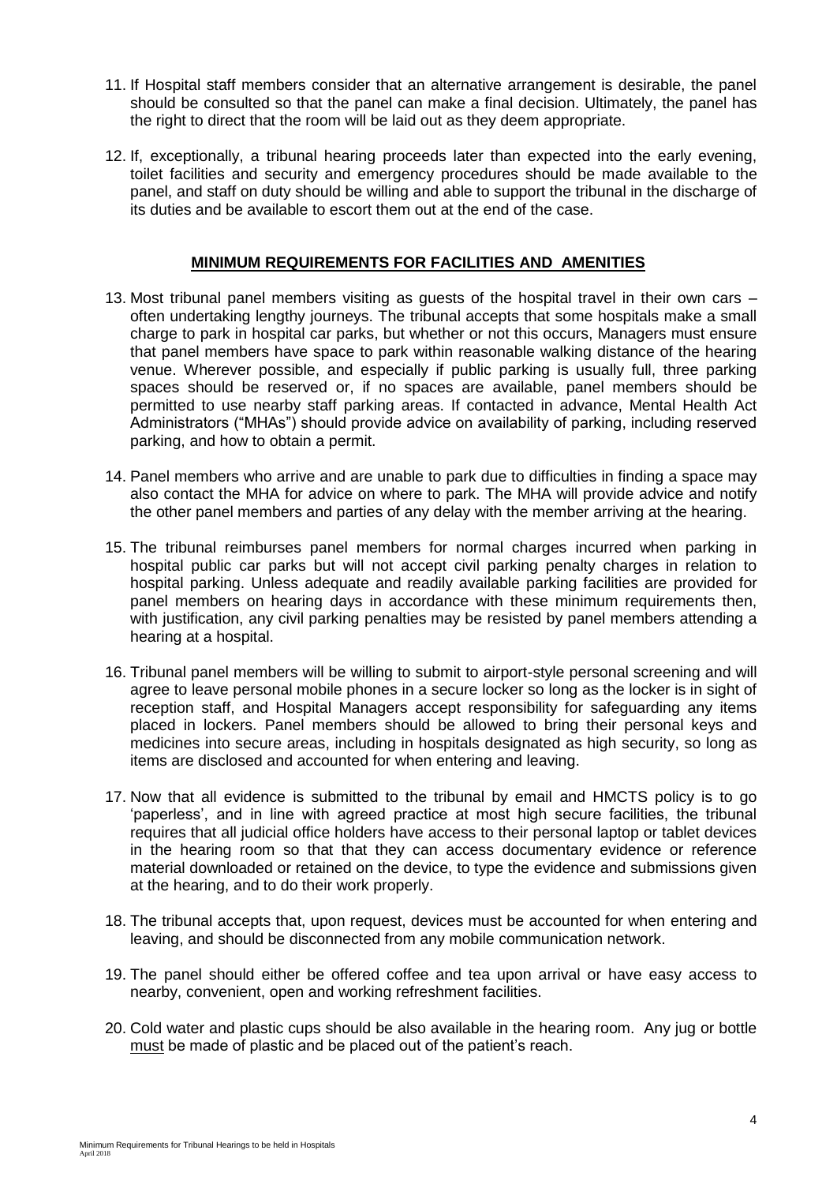11. If Hospital staff members consider that an alternative arrangement is desirable, the panel should be consulted so that the panel can make a final decision. Ultimately, the panel has the right to direct that the room will be laid out as they deem appropriate.

12. If, exceptionally, a tribunal hearing proceeds later than expected into the early evening, toilet facilities and security and emergency procedures should be made available to the panel, and staff on duty should be willing and able to support the tribunal in the discharge of its duties and be available to escort them out at the end of the case.

## MINIMUM REQUIREMENTS FOR FACILITIES AND AMENITIES

13. Most tribunal panel members visiting as guests of the hospital travel in their own cars – often undertaking lengthy journeys. The tribunal accepts that some hospitals make a small charge to park in hospital car parks, but whether or not this occurs, Managers must ensure that panel members have space to park within reasonable walking distance of the hearing venue. Wherever possible, and especially if public parking is usually full, three parking spaces should be reserved or, if no spaces are available, panel members should be permitted to use nearby staff parking areas. If contacted in advance, Mental Health Act Administrators ("MHAs") should provide advice on availability of parking, including reserved parking, and how to obtain a permit.

14. Panel members who arrive and are unable to park due to difficulties in finding a space may also contact the MHA for advice on where to park. The MHA will provide advice and notify the other panel members and parties of any delay with the member arriving at the hearing.

15. The tribunal reimburses panel members for normal charges incurred when parking in hospital public car parks but will not accept civil parking penalty charges in relation to hospital parking. Unless adequate and readily available parking facilities are provided for panel members on hearing days in accordance with these minimum requirements then, with justification, any civil parking penalties may be resisted by panel members attending a hearing at a hospital.

16. Tribunal panel members will be willing to submit to airport-style personal screening and will agree to leave personal mobile phones in a secure locker so long as the locker is in sight of reception staff, and Hospital Managers accept responsibility for safeguarding any items placed in lockers. Panel members should be allowed to bring their personal keys and medicines into secure areas, including in hospitals designated as high security, so long as items are disclosed and accounted for when entering and leaving.

17. Now that all evidence is submitted to the tribunal by email and HMCTS policy is to go 'paperless', and in line with agreed practice at most high secure facilities, the tribunal requires that all judicial office holders have access to their personal laptop or tablet devices in the hearing room so that that they can access documentary evidence or reference material downloaded or retained on the device, to type the evidence and submissions given at the hearing, and to do their work properly.

18. The tribunal accepts that, upon request, devices must be accounted for when entering and leaving, and should be disconnected from any mobile communication network.

19. The panel should either be offered coffee and tea upon arrival or have easy access to nearby, convenient, open and working refreshment facilities.

20. Cold water and plastic cups should be also available in the hearing room. Any jug or bottle <u>must</u> be made of plastic and be placed out of the patient's reach.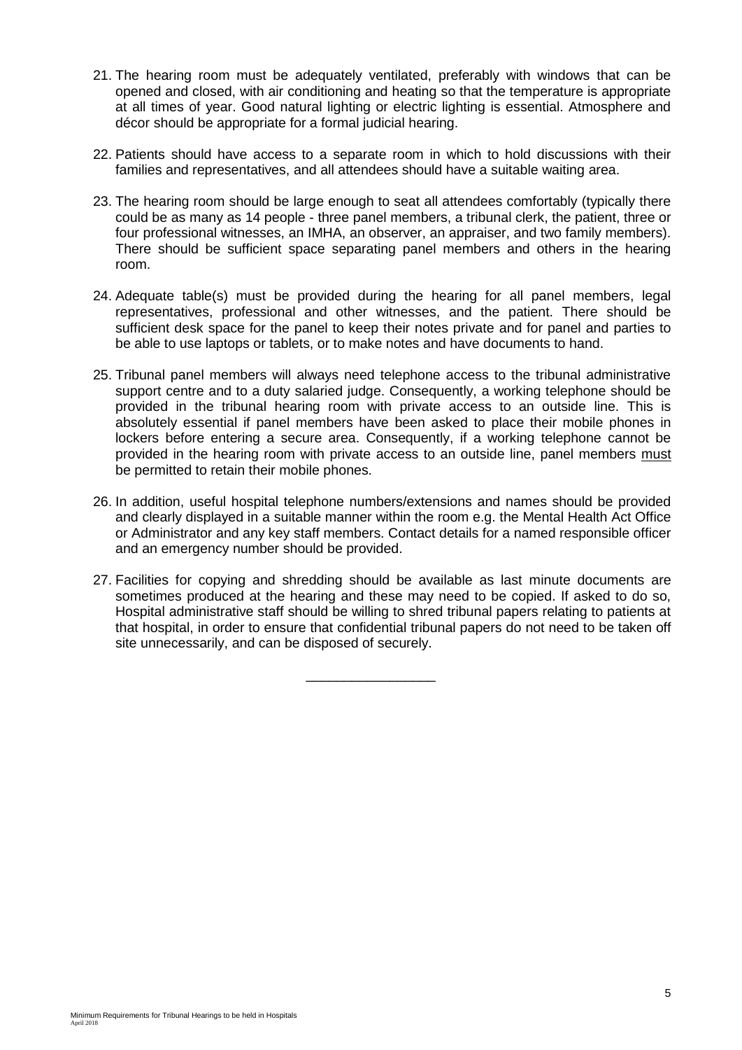21. The hearing room must be adequately ventilated, preferably with windows that can be opened and closed, with air conditioning and heating so that the temperature is appropriate at all times of year. Good natural lighting or electric lighting is essential. Atmosphere and décor should be appropriate for a formal judicial hearing.

22. Patients should have access to a separate room in which to hold discussions with their families and representatives, and all attendees should have a suitable waiting area.

23. The hearing room should be large enough to seat all attendees comfortably (typically there could be as many as 14 people - three panel members, a tribunal clerk, the patient, three or four professional witnesses, an IMHA, an observer, an appraiser, and two family members). There should be sufficient space separating panel members and others in the hearing room.

24. Adequate table(s) must be provided during the hearing for all panel members, legal representatives, professional and other witnesses, and the patient. There should be sufficient desk space for the panel to keep their notes private and for panel and parties to be able to use laptops or tablets, or to make notes and have documents to hand.

25. Tribunal panel members will always need telephone access to the tribunal administrative support centre and to a duty salaried judge. Consequently, a working telephone should be provided in the tribunal hearing room with private access to an outside line. This is absolutely essential if panel members have been asked to place their mobile phones in lockers before entering a secure area. Consequently, if a working telephone cannot be provided in the hearing room with private access to an outside line, panel members <u>must</u> be permitted to retain their mobile phones.

26. In addition, useful hospital telephone numbers/extensions and names should be provided and clearly displayed in a suitable manner within the room e.g. the Mental Health Act Office or Administrator and any key staff members. Contact details for a named responsible officer and an emergency number should be provided.

27. Facilities for copying and shredding should be available as last minute documents are sometimes produced at the hearing and these may need to be copied. If asked to do so, Hospital administrative staff should be willing to shred tribunal papers relating to patients at that hospital, in order to ensure that confidential tribunal papers do not need to be taken off site unnecessarily, and can be disposed of securely.

\_\_\_\_\_\_\_\_\_\_\_\_\_\_\_\_\_